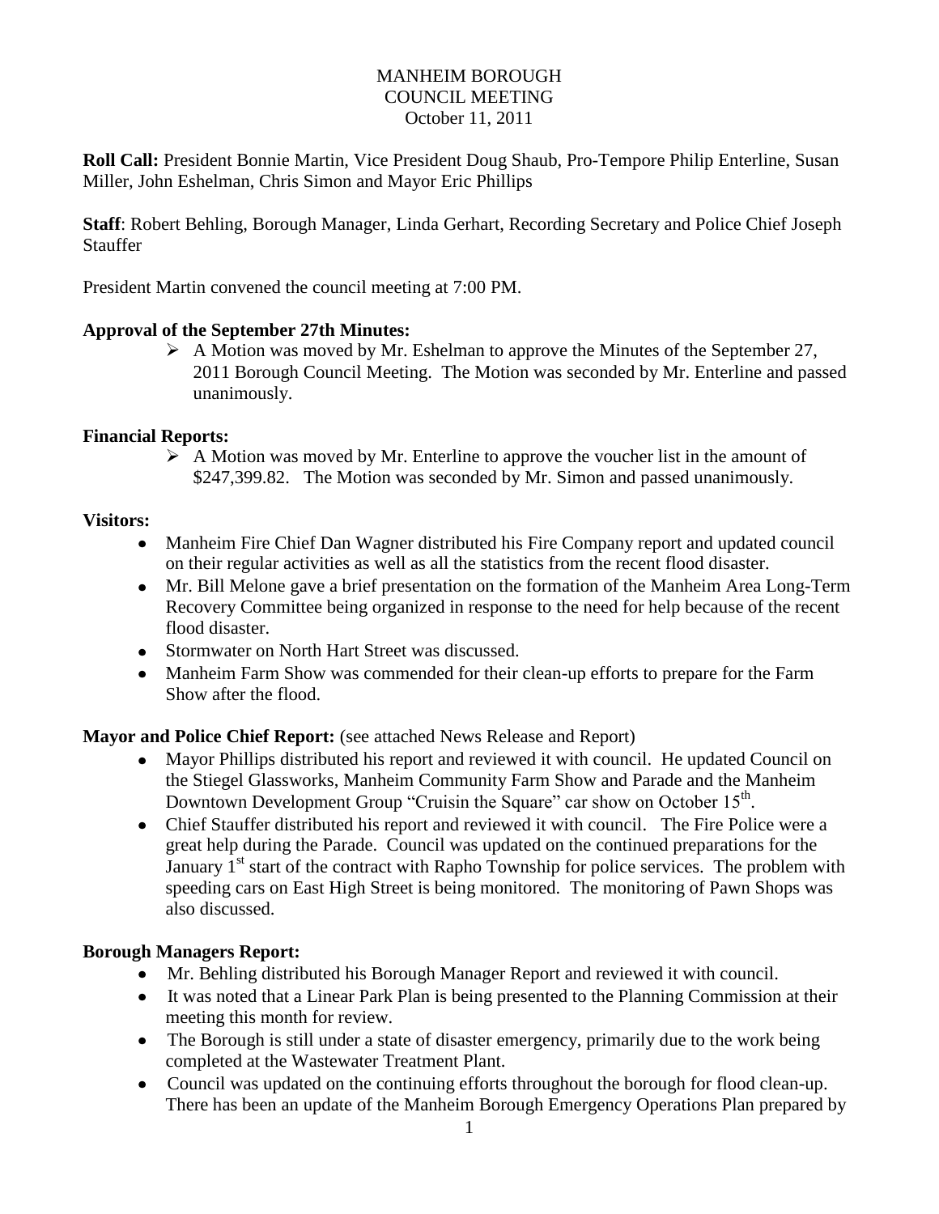# MANHEIM BOROUGH
## COUNCIL MEETING
### October 11, 2011

**Roll Call:** President Bonnie Martin, Vice President Doug Shaub, Pro-Tempore Philip Enterline, Susan Miller, John Eshelman, Chris Simon and Mayor Eric Phillips

**Staff**: Robert Behling, Borough Manager, Linda Gerhart, Recording Secretary and Police Chief Joseph Stauffer

President Martin convened the council meeting at 7:00 PM.

**Approval of the September 27th Minutes:**

- A Motion was moved by Mr. Eshelman to approve the Minutes of the September 27, 2011 Borough Council Meeting. The Motion was seconded by Mr. Enterline and passed unanimously.

**Financial Reports:**

- A Motion was moved by Mr. Enterline to approve the voucher list in the amount of $247,399.82. The Motion was seconded by Mr. Simon and passed unanimously.

**Visitors:**

- Manheim Fire Chief Dan Wagner distributed his Fire Company report and updated council on their regular activities as well as all the statistics from the recent flood disaster.
- Mr. Bill Melone gave a brief presentation on the formation of the Manheim Area Long-Term Recovery Committee being organized in response to the need for help because of the recent flood disaster.
- Stormwater on North Hart Street was discussed.
- Manheim Farm Show was commended for their clean-up efforts to prepare for the Farm Show after the flood.

**Mayor and Police Chief Report:** (see attached News Release and Report)

- Mayor Phillips distributed his report and reviewed it with council. He updated Council on the Stiegel Glassworks, Manheim Community Farm Show and Parade and the Manheim Downtown Development Group "Cruisin the Square" car show on October 15th.
- Chief Stauffer distributed his report and reviewed it with council. The Fire Police were a great help during the Parade. Council was updated on the continued preparations for the January 1st start of the contract with Rapho Township for police services. The problem with speeding cars on East High Street is being monitored. The monitoring of Pawn Shops was also discussed.

**Borough Managers Report:**

- Mr. Behling distributed his Borough Manager Report and reviewed it with council.
- It was noted that a Linear Park Plan is being presented to the Planning Commission at their meeting this month for review.
- The Borough is still under a state of disaster emergency, primarily due to the work being completed at the Wastewater Treatment Plant.
- Council was updated on the continuing efforts throughout the borough for flood clean-up. There has been an update of the Manheim Borough Emergency Operations Plan prepared by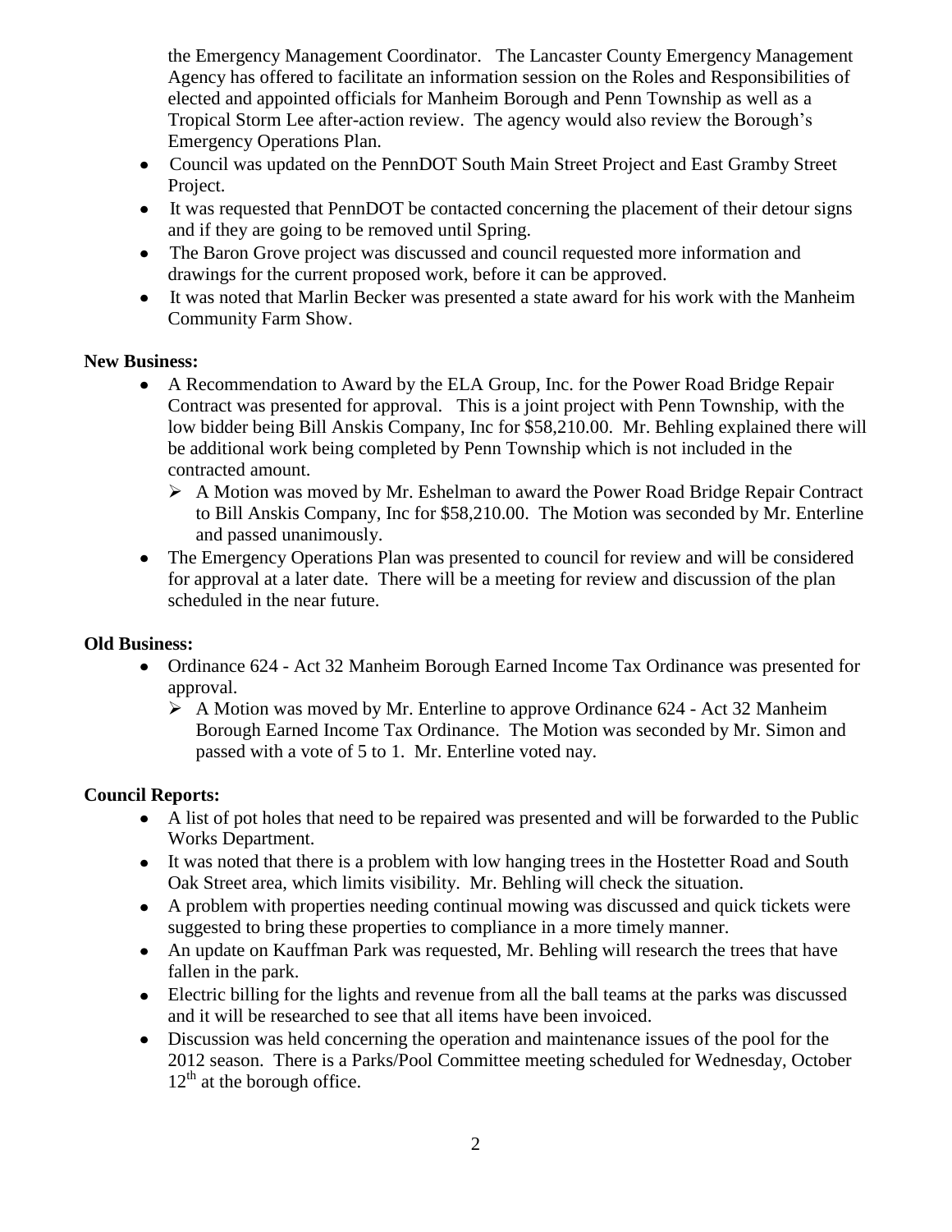the Emergency Management Coordinator. The Lancaster County Emergency Management Agency has offered to facilitate an information session on the Roles and Responsibilities of elected and appointed officials for Manheim Borough and Penn Township as well as a Tropical Storm Lee after-action review. The agency would also review the Borough's Emergency Operations Plan.

- Council was updated on the PennDOT South Main Street Project and East Gramby Street Project.
- It was requested that PennDOT be contacted concerning the placement of their detour signs and if they are going to be removed until Spring.
- The Baron Grove project was discussed and council requested more information and drawings for the current proposed work, before it can be approved.
- It was noted that Marlin Becker was presented a state award for his work with the Manheim Community Farm Show.

**New Business:**

- A Recommendation to Award by the ELA Group, Inc. for the Power Road Bridge Repair Contract was presented for approval. This is a joint project with Penn Township, with the low bidder being Bill Anskis Company, Inc for $58,210.00. Mr. Behling explained there will be additional work being completed by Penn Township which is not included in the contracted amount.
    - A Motion was moved by Mr. Eshelman to award the Power Road Bridge Repair Contract to Bill Anskis Company, Inc for $58,210.00. The Motion was seconded by Mr. Enterline and passed unanimously.
- The Emergency Operations Plan was presented to council for review and will be considered for approval at a later date. There will be a meeting for review and discussion of the plan scheduled in the near future.

**Old Business:**

- Ordinance 624 - Act 32 Manheim Borough Earned Income Tax Ordinance was presented for approval.
    - A Motion was moved by Mr. Enterline to approve Ordinance 624 - Act 32 Manheim Borough Earned Income Tax Ordinance. The Motion was seconded by Mr. Simon and passed with a vote of 5 to 1. Mr. Enterline voted nay.

**Council Reports:**

- A list of pot holes that need to be repaired was presented and will be forwarded to the Public Works Department.
- It was noted that there is a problem with low hanging trees in the Hostetter Road and South Oak Street area, which limits visibility. Mr. Behling will check the situation.
- A problem with properties needing continual mowing was discussed and quick tickets were suggested to bring these properties to compliance in a more timely manner.
- An update on Kauffman Park was requested, Mr. Behling will research the trees that have fallen in the park.
- Electric billing for the lights and revenue from all the ball teams at the parks was discussed and it will be researched to see that all items have been invoiced.
- Discussion was held concerning the operation and maintenance issues of the pool for the 2012 season. There is a Parks/Pool Committee meeting scheduled for Wednesday, October 12th at the borough office.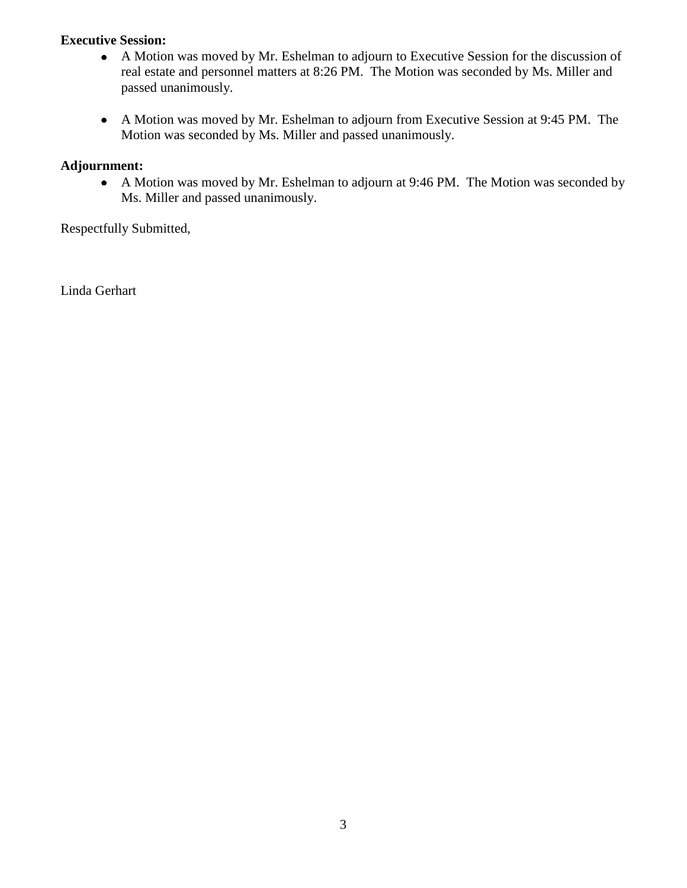**Executive Session:**

- A Motion was moved by Mr. Eshelman to adjourn to Executive Session for the discussion of real estate and personnel matters at 8:26 PM. The Motion was seconded by Ms. Miller and passed unanimously.

- A Motion was moved by Mr. Eshelman to adjourn from Executive Session at 9:45 PM. The Motion was seconded by Ms. Miller and passed unanimously.

**Adjournment:**

- A Motion was moved by Mr. Eshelman to adjourn at 9:46 PM. The Motion was seconded by Ms. Miller and passed unanimously.

Respectfully Submitted,

Linda Gerhart